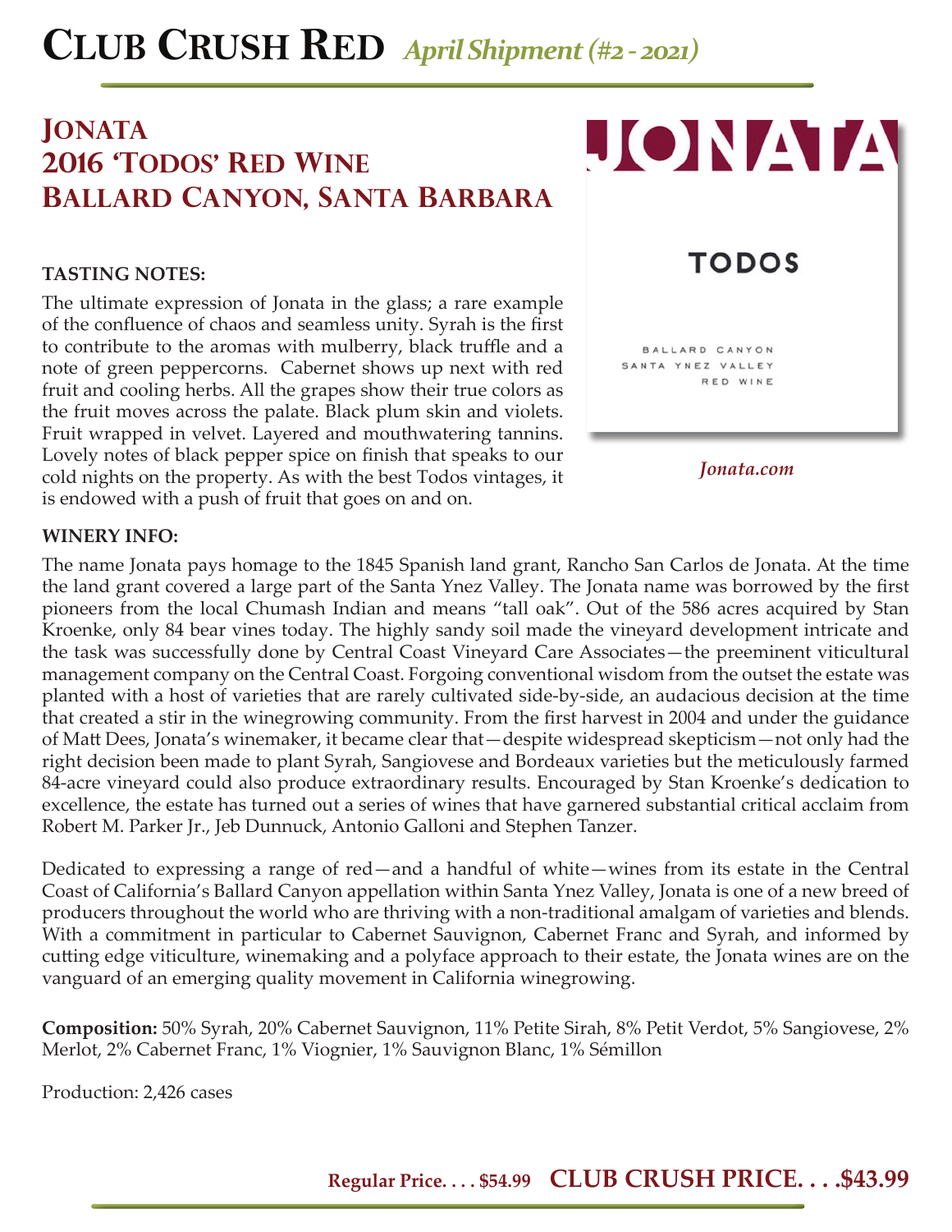# CLUB CRUSH RED *April Shipment (#2 - 2021)*

## JONATA
## 2016 'TODOS' RED WINE
## BALLARD CANYON, SANTA BARBARA

JONATA

TODOS

BALLARD CANYON
SANTA YNEZ VALLEY
RED WINE

*Jonata.com*

**TASTING NOTES:**

The ultimate expression of Jonata in the glass; a rare example of the confluence of chaos and seamless unity. Syrah is the first to contribute to the aromas with mulberry, black truffle and a note of green peppercorns. Cabernet shows up next with red fruit and cooling herbs. All the grapes show their true colors as the fruit moves across the palate. Black plum skin and violets. Fruit wrapped in velvet. Layered and mouthwatering tannins. Lovely notes of black pepper spice on finish that speaks to our cold nights on the property. As with the best Todos vintages, it is endowed with a push of fruit that goes on and on.

**WINERY INFO:**

The name Jonata pays homage to the 1845 Spanish land grant, Rancho San Carlos de Jonata. At the time the land grant covered a large part of the Santa Ynez Valley. The Jonata name was borrowed by the first pioneers from the local Chumash Indian and means "tall oak". Out of the 586 acres acquired by Stan Kroenke, only 84 bear vines today. The highly sandy soil made the vineyard development intricate and the task was successfully done by Central Coast Vineyard Care Associates—the preeminent viticultural management company on the Central Coast. Forgoing conventional wisdom from the outset the estate was planted with a host of varieties that are rarely cultivated side-by-side, an audacious decision at the time that created a stir in the winegrowing community. From the first harvest in 2004 and under the guidance of Matt Dees, Jonata's winemaker, it became clear that—despite widespread skepticism—not only had the right decision been made to plant Syrah, Sangiovese and Bordeaux varieties but the meticulously farmed 84-acre vineyard could also produce extraordinary results. Encouraged by Stan Kroenke's dedication to excellence, the estate has turned out a series of wines that have garnered substantial critical acclaim from Robert M. Parker Jr., Jeb Dunnuck, Antonio Galloni and Stephen Tanzer.

Dedicated to expressing a range of red—and a handful of white—wines from its estate in the Central Coast of California's Ballard Canyon appellation within Santa Ynez Valley, Jonata is one of a new breed of producers throughout the world who are thriving with a non-traditional amalgam of varieties and blends. With a commitment in particular to Cabernet Sauvignon, Cabernet Franc and Syrah, and informed by cutting edge viticulture, winemaking and a polyface approach to their estate, the Jonata wines are on the vanguard of an emerging quality movement in California winegrowing.

**Composition:** 50% Syrah, 20% Cabernet Sauvignon, 11% Petite Sirah, 8% Petit Verdot, 5% Sangiovese, 2% Merlot, 2% Cabernet Franc, 1% Viognier, 1% Sauvignon Blanc, 1% Sémillon

Production: 2,426 cases

**Regular Price. . . . $54.99** **CLUB CRUSH PRICE. . . .$43.99**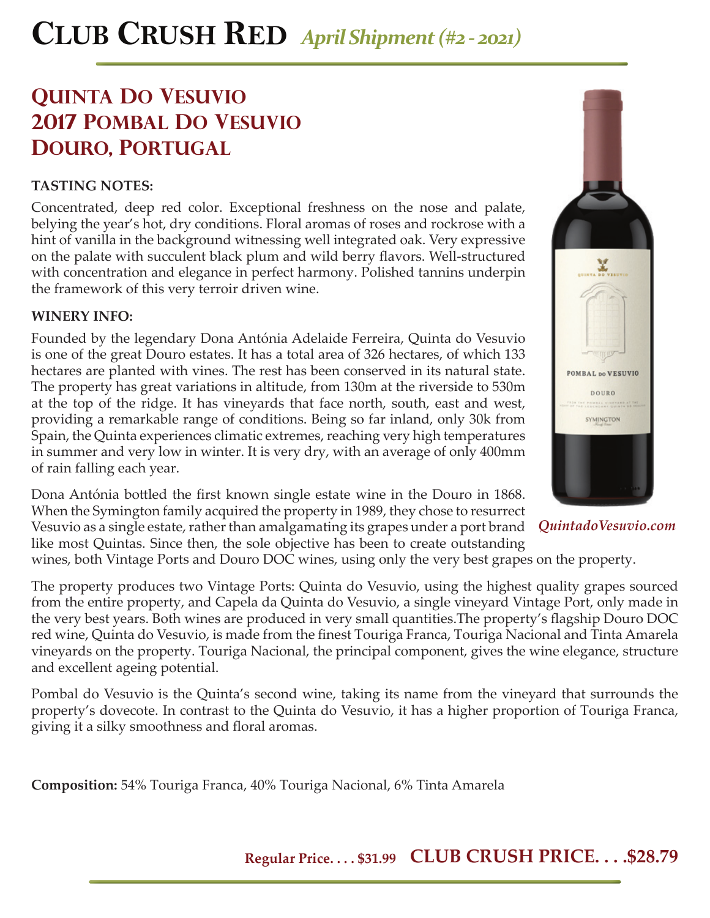# Club Crush Red *April Shipment (#2 - 2021)*

## Quinta Do Vesuvio
## 2017 Pombal Do Vesuvio
## Douro, Portugal

**TASTING NOTES:**

Concentrated, deep red color. Exceptional freshness on the nose and palate, belying the year's hot, dry conditions. Floral aromas of roses and rockrose with a hint of vanilla in the background witnessing well integrated oak. Very expressive on the palate with succulent black plum and wild berry flavors. Well-structured with concentration and elegance in perfect harmony. Polished tannins underpin the framework of this very terroir driven wine.

**WINERY INFO:**

Founded by the legendary Dona Antónia Adelaide Ferreira, Quinta do Vesuvio is one of the great Douro estates. It has a total area of 326 hectares, of which 133 hectares are planted with vines. The rest has been conserved in its natural state. The property has great variations in altitude, from 130m at the riverside to 530m at the top of the ridge. It has vineyards that face north, south, east and west, providing a remarkable range of conditions. Being so far inland, only 30k from Spain, the Quinta experiences climatic extremes, reaching very high temperatures in summer and very low in winter. It is very dry, with an average of only 400mm of rain falling each year.

Dona Antónia bottled the first known single estate wine in the Douro in 1868. When the Symington family acquired the property in 1989, they chose to resurrect Vesuvio as a single estate, rather than amalgamating its grapes under a port brand like most Quintas. Since then, the sole objective has been to create outstanding wines, both Vintage Ports and Douro DOC wines, using only the very best grapes on the property.

*QuintadoVesuvio.com*

The property produces two Vintage Ports: Quinta do Vesuvio, using the highest quality grapes sourced from the entire property, and Capela da Quinta do Vesuvio, a single vineyard Vintage Port, only made in the very best years. Both wines are produced in very small quantities.The property's flagship Douro DOC red wine, Quinta do Vesuvio, is made from the finest Touriga Franca, Touriga Nacional and Tinta Amarela vineyards on the property. Touriga Nacional, the principal component, gives the wine elegance, structure and excellent ageing potential.

Pombal do Vesuvio is the Quinta's second wine, taking its name from the vineyard that surrounds the property's dovecote. In contrast to the Quinta do Vesuvio, it has a higher proportion of Touriga Franca, giving it a silky smoothness and floral aromas.

**Composition:** 54% Touriga Franca, 40% Touriga Nacional, 6% Tinta Amarela

**Regular Price. . . . $31.99** **CLUB CRUSH PRICE. . . .$28.79**